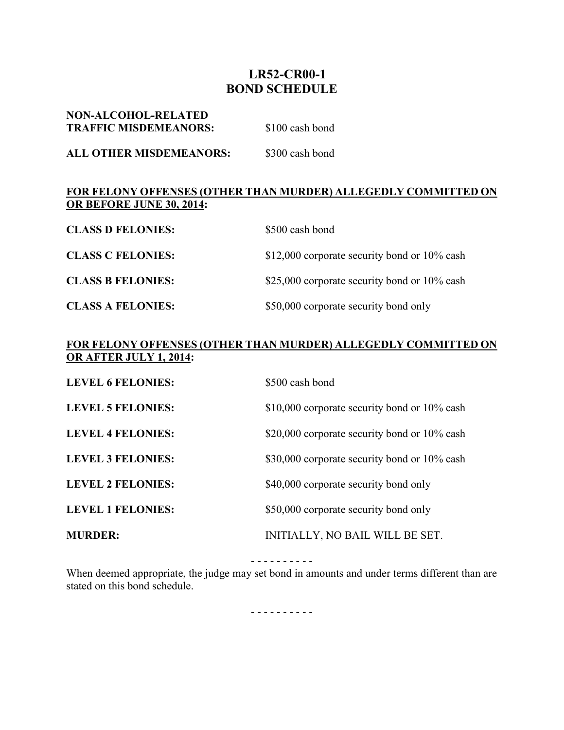# LR52-CR00-1
# BOND SCHEDULE

**NON-ALCOHOL-RELATED TRAFFIC MISDEMEANORS:** $100 cash bond

**ALL OTHER MISDEMEANORS:** $300 cash bond

**FOR FELONY OFFENSES (OTHER THAN MURDER) ALLEGEDLY COMMITTED ON OR BEFORE JUNE 30, 2014:**

**CLASS D FELONIES:** $500 cash bond

**CLASS C FELONIES:** $12,000 corporate security bond or 10% cash

**CLASS B FELONIES:** $25,000 corporate security bond or 10% cash

**CLASS A FELONIES:** $50,000 corporate security bond only

**FOR FELONY OFFENSES (OTHER THAN MURDER) ALLEGEDLY COMMITTED ON OR AFTER JULY 1, 2014:**

**LEVEL 6 FELONIES:** $500 cash bond

**LEVEL 5 FELONIES:** $10,000 corporate security bond or 10% cash

**LEVEL 4 FELONIES:** $20,000 corporate security bond or 10% cash

**LEVEL 3 FELONIES:** $30,000 corporate security bond or 10% cash

**LEVEL 2 FELONIES:** $40,000 corporate security bond only

**LEVEL 1 FELONIES:** $50,000 corporate security bond only

**MURDER:** INITIALLY, NO BAIL WILL BE SET.

- - - - - - - - - -

When deemed appropriate, the judge may set bond in amounts and under terms different than are stated on this bond schedule.

- - - - - - - - - -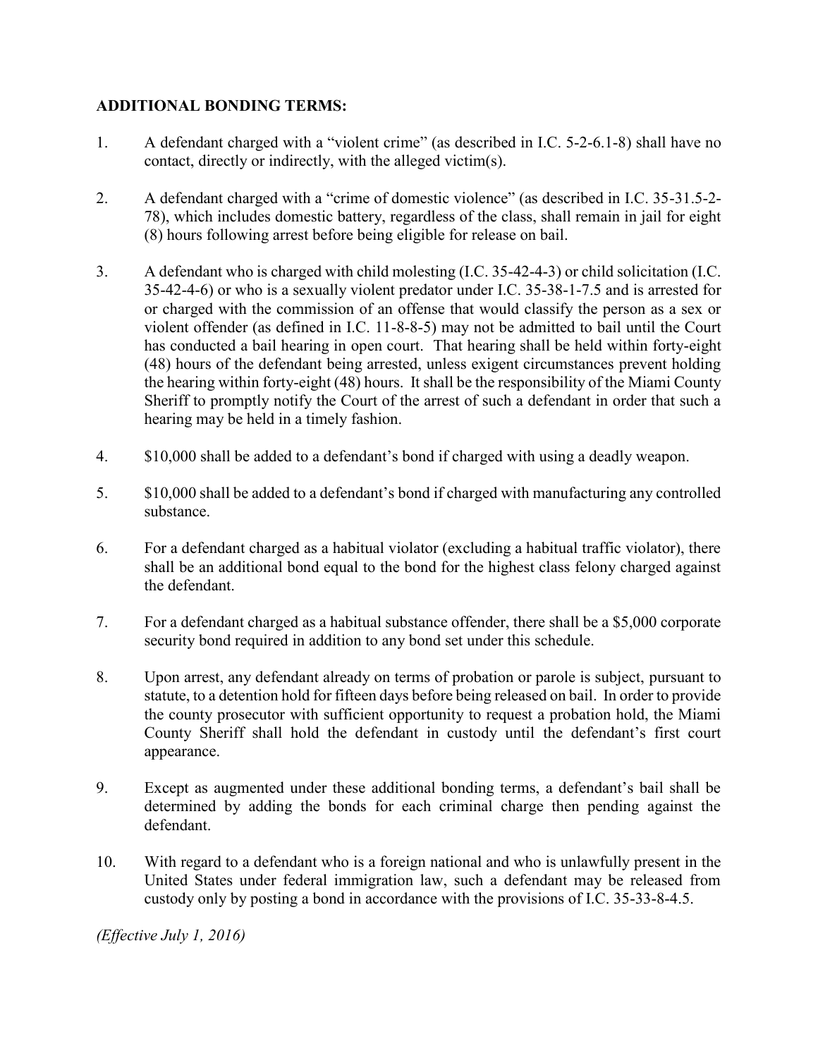**ADDITIONAL BONDING TERMS:**

1. A defendant charged with a "violent crime" (as described in I.C. 5-2-6.1-8) shall have no contact, directly or indirectly, with the alleged victim(s).

2. A defendant charged with a "crime of domestic violence" (as described in I.C. 35-31.5-2-78), which includes domestic battery, regardless of the class, shall remain in jail for eight (8) hours following arrest before being eligible for release on bail.

3. A defendant who is charged with child molesting (I.C. 35-42-4-3) or child solicitation (I.C. 35-42-4-6) or who is a sexually violent predator under I.C. 35-38-1-7.5 and is arrested for or charged with the commission of an offense that would classify the person as a sex or violent offender (as defined in I.C. 11-8-8-5) may not be admitted to bail until the Court has conducted a bail hearing in open court. That hearing shall be held within forty-eight (48) hours of the defendant being arrested, unless exigent circumstances prevent holding the hearing within forty-eight (48) hours. It shall be the responsibility of the Miami County Sheriff to promptly notify the Court of the arrest of such a defendant in order that such a hearing may be held in a timely fashion.

4. $10,000 shall be added to a defendant's bond if charged with using a deadly weapon.

5. $10,000 shall be added to a defendant's bond if charged with manufacturing any controlled substance.

6. For a defendant charged as a habitual violator (excluding a habitual traffic violator), there shall be an additional bond equal to the bond for the highest class felony charged against the defendant.

7. For a defendant charged as a habitual substance offender, there shall be a $5,000 corporate security bond required in addition to any bond set under this schedule.

8. Upon arrest, any defendant already on terms of probation or parole is subject, pursuant to statute, to a detention hold for fifteen days before being released on bail. In order to provide the county prosecutor with sufficient opportunity to request a probation hold, the Miami County Sheriff shall hold the defendant in custody until the defendant's first court appearance.

9. Except as augmented under these additional bonding terms, a defendant's bail shall be determined by adding the bonds for each criminal charge then pending against the defendant.

10. With regard to a defendant who is a foreign national and who is unlawfully present in the United States under federal immigration law, such a defendant may be released from custody only by posting a bond in accordance with the provisions of I.C. 35-33-8-4.5.

*(Effective July 1, 2016)*